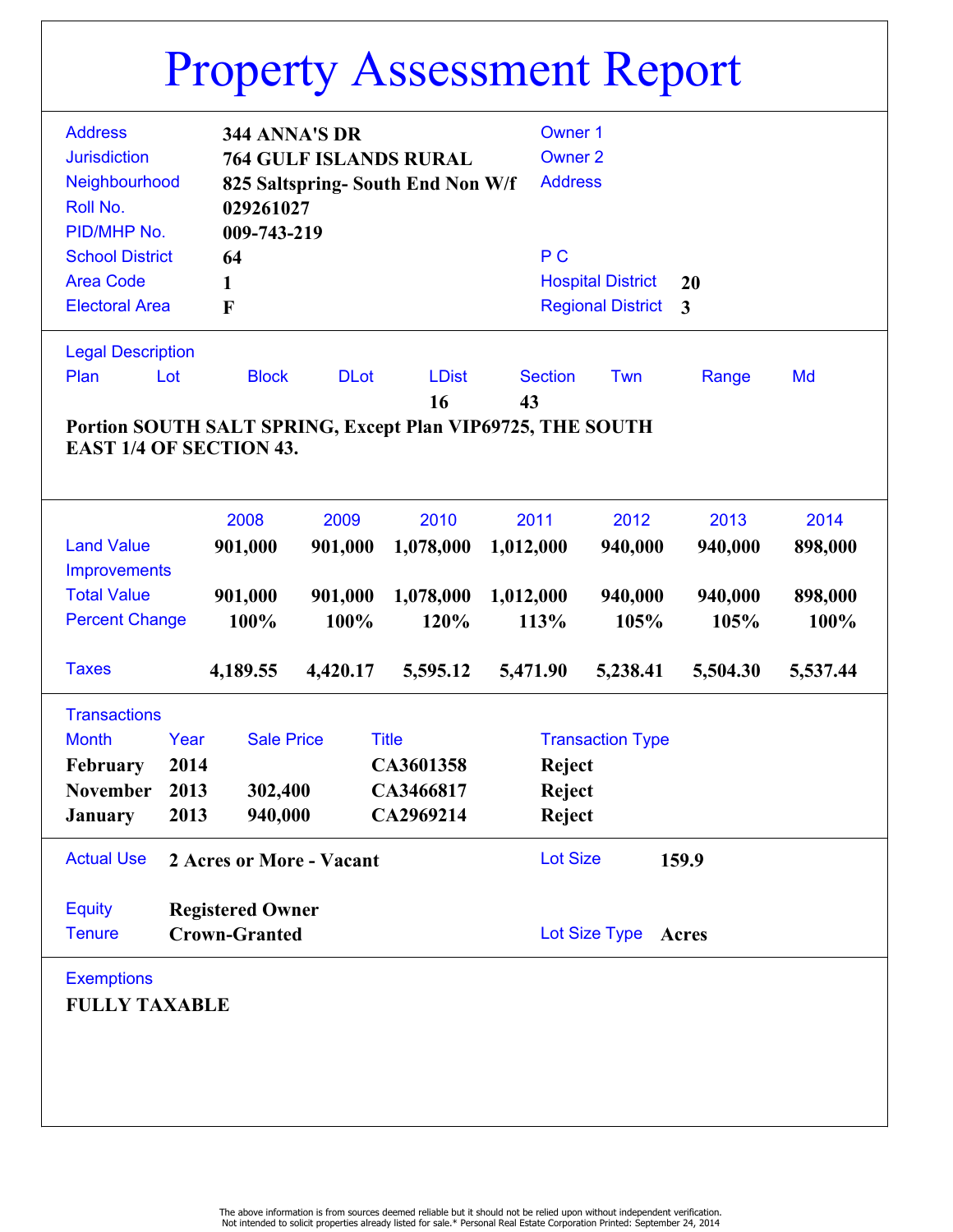# Property Assessment Report

| | | | |
|---|---|---|---|
| Address | 344 ANNA'S DR | Owner 1 | |
| Jurisdiction | 764 GULF ISLANDS RURAL | Owner 2 | |
| Neighbourhood | 825 Saltspring- South End Non W/f | Address | |
| Roll No. | 029261027 | | |
| PID/MHP No. | 009-743-219 | | |
| School District | 64 | P C | |
| Area Code | 1 | Hospital District | 20 |
| Electoral Area | F | Regional District | 3 |

## Legal Description

| Plan | Lot | Block | DLot | LDist | Section | Twn | Range | Md |
|---|---|---|---|---|---|---|---|---|
| | | | | 16 | 43 | | | |

**Portion SOUTH SALT SPRING, Except Plan VIP69725, THE SOUTH EAST 1/4 OF SECTION 43.**

| | 2008 | 2009 | 2010 | 2011 | 2012 | 2013 | 2014 |
|---|---|---|---|---|---|---|---|
| Land Value | 901,000 | 901,000 | 1,078,000 | 1,012,000 | 940,000 | 940,000 | 898,000 |
| Improvements | | | | | | | |
| Total Value | 901,000 | 901,000 | 1,078,000 | 1,012,000 | 940,000 | 940,000 | 898,000 |
| Percent Change | 100% | 100% | 120% | 113% | 105% | 105% | 100% |
| Taxes | 4,189.55 | 4,420.17 | 5,595.12 | 5,471.90 | 5,238.41 | 5,504.30 | 5,537.44 |

## Transactions

| Month | Year | Sale Price | Title | Transaction Type |
|---|---|---|---|---|
| February | 2014 | | CA3601358 | Reject |
| November | 2013 | 302,400 | CA3466817 | Reject |
| January | 2013 | 940,000 | CA2969214 | Reject |

| | | | |
|---|---|---|---|
| Actual Use | 2 Acres or More - Vacant | Lot Size | 159.9 |
| Equity | Registered Owner | | |
| Tenure | Crown-Granted | Lot Size Type | Acres |

## Exemptions

**FULLY TAXABLE**

The above information is from sources deemed reliable but it should not be relied upon without independent verification.
Not intended to solicit properties already listed for sale.* Personal Real Estate Corporation Printed: September 24, 2014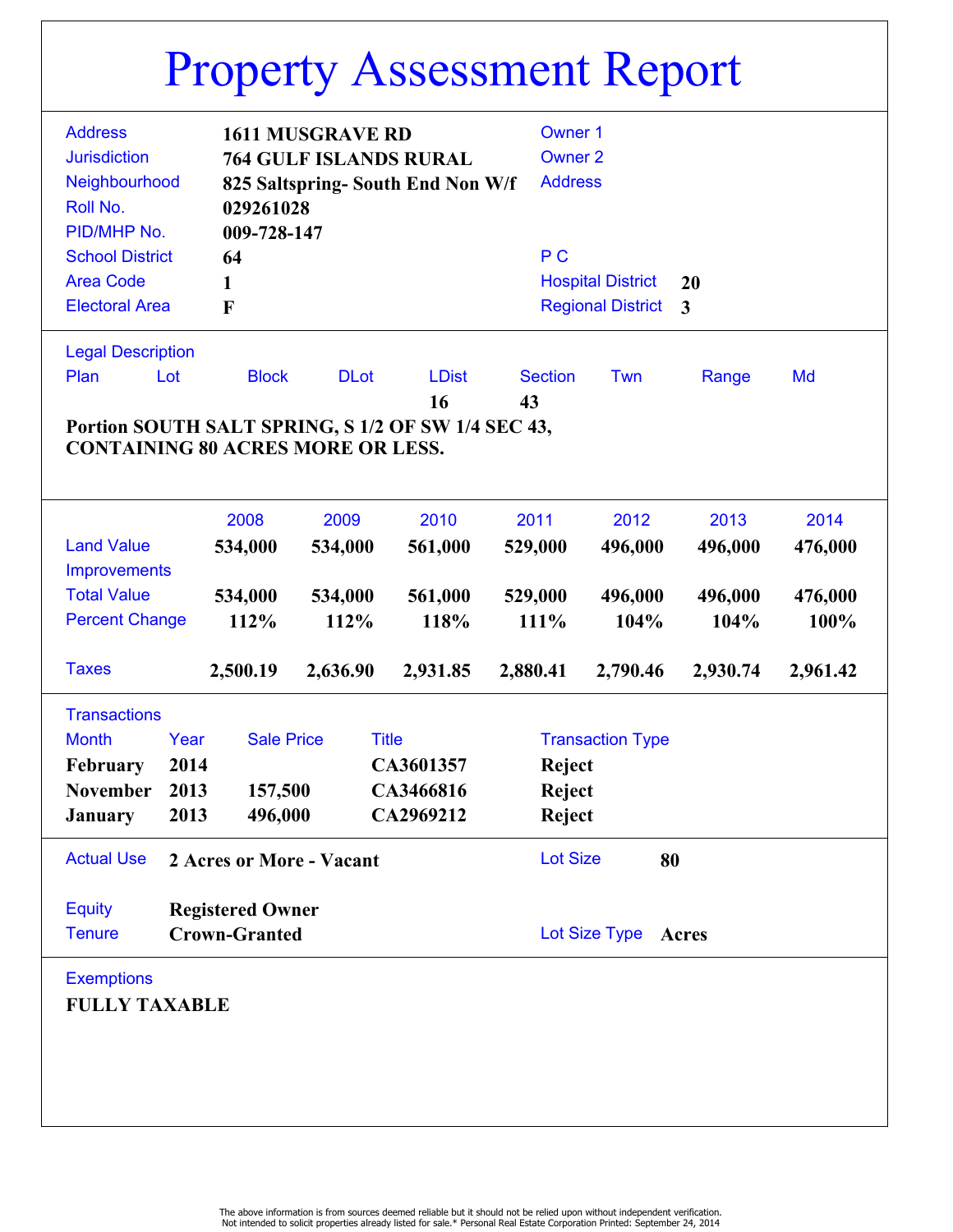# Property Assessment Report

| | | | | |
|---|---|---|---|---|
| Address | 1611 MUSGRAVE RD | Owner 1 | | |
| Jurisdiction | 764 GULF ISLANDS RURAL | Owner 2 | | |
| Neighbourhood | 825 Saltspring- South End Non W/f | Address | | |
| Roll No. | 029261028 | | | |
| PID/MHP No. | 009-728-147 | | | |
| School District | 64 | P C | | |
| Area Code | 1 | Hospital District | 20 | |
| Electoral Area | F | Regional District | 3 | |

## Legal Description

| Plan | Lot | Block | DLot | LDist | Section | Twn | Range | Md |
|---|---|---|---|---|---|---|---|---|
| | | | | 16 | 43 | | | |

**Portion SOUTH SALT SPRING, S 1/2 OF SW 1/4 SEC 43, CONTAINING 80 ACRES MORE OR LESS.**

| | 2008 | 2009 | 2010 | 2011 | 2012 | 2013 | 2014 |
|---|---|---|---|---|---|---|---|
| Land Value | 534,000 | 534,000 | 561,000 | 529,000 | 496,000 | 496,000 | 476,000 |
| Improvements | | | | | | | |
| Total Value | 534,000 | 534,000 | 561,000 | 529,000 | 496,000 | 496,000 | 476,000 |
| Percent Change | 112% | 112% | 118% | 111% | 104% | 104% | 100% |
| Taxes | 2,500.19 | 2,636.90 | 2,931.85 | 2,880.41 | 2,790.46 | 2,930.74 | 2,961.42 |

## Transactions

| Month | Year | Sale Price | Title | Transaction Type |
|---|---|---|---|---|
| February | 2014 | | CA3601357 | Reject |
| November | 2013 | 157,500 | CA3466816 | Reject |
| January | 2013 | 496,000 | CA2969212 | Reject |

| | | | |
|---|---|---|---|
| Actual Use | 2 Acres or More - Vacant | Lot Size | 80 |
| Equity | Registered Owner | | |
| Tenure | Crown-Granted | Lot Size Type | Acres |

## Exemptions

**FULLY TAXABLE**

The above information is from sources deemed reliable but it should not be relied upon without independent verification.
Not intended to solicit properties already listed for sale.* Personal Real Estate Corporation Printed: September 24, 2014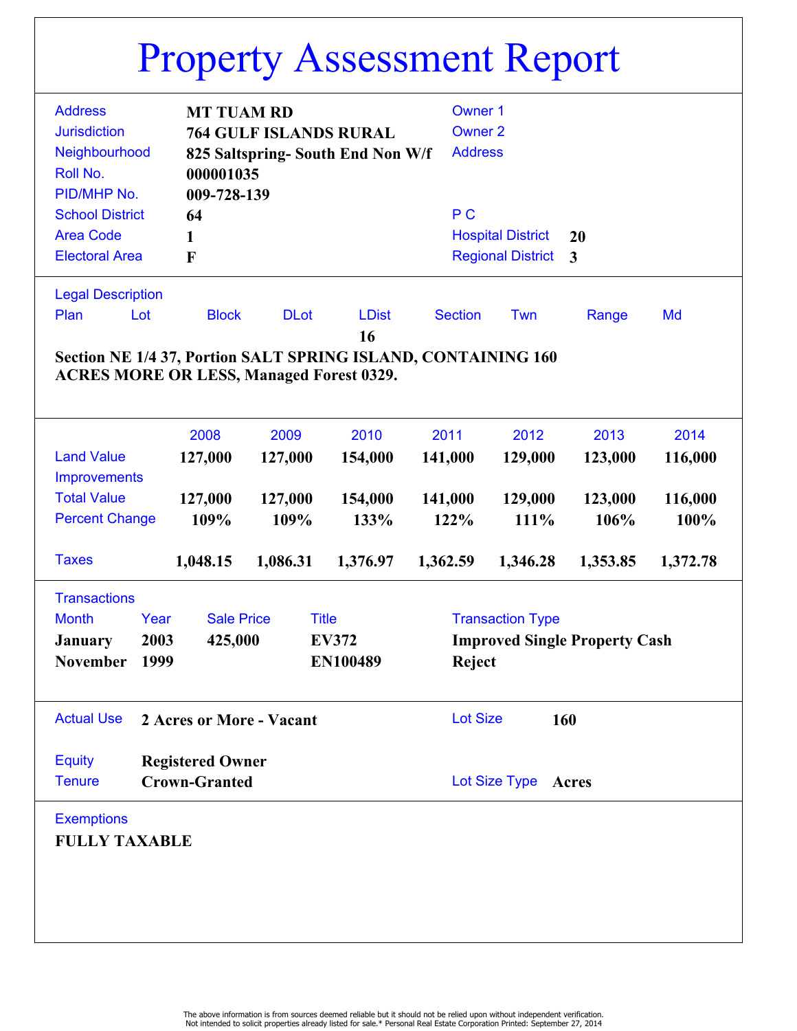# Property Assessment Report

| | | | |
|---|---|---|---|
| Address | MT TUAM RD | Owner 1 | |
| Jurisdiction | 764 GULF ISLANDS RURAL | Owner 2 | |
| Neighbourhood | 825 Saltspring- South End Non W/f | Address | |
| Roll No. | 000001035 | | |
| PID/MHP No. | 009-728-139 | | |
| School District | 64 | P C | |
| Area Code | 1 | Hospital District | 20 |
| Electoral Area | F | Regional District | 3 |

## Legal Description

| Plan | Lot | Block | DLot | LDist | Section | Twn | Range | Md |
|---|---|---|---|---|---|---|---|---|
| | | | | 16 | | | | |

**Section NE 1/4 37, Portion SALT SPRING ISLAND, CONTAINING 160 ACRES MORE OR LESS, Managed Forest 0329.**

| | 2008 | 2009 | 2010 | 2011 | 2012 | 2013 | 2014 |
|---|---|---|---|---|---|---|---|
| Land Value | 127,000 | 127,000 | 154,000 | 141,000 | 129,000 | 123,000 | 116,000 |
| Improvements | | | | | | | |
| Total Value | 127,000 | 127,000 | 154,000 | 141,000 | 129,000 | 123,000 | 116,000 |
| Percent Change | 109% | 109% | 133% | 122% | 111% | 106% | 100% |
| Taxes | 1,048.15 | 1,086.31 | 1,376.97 | 1,362.59 | 1,346.28 | 1,353.85 | 1,372.78 |

## Transactions

| Month | Year | Sale Price | Title | Transaction Type |
|---|---|---|---|---|
| January | 2003 | 425,000 | EV372 | Improved Single Property Cash |
| November | 1999 | | EN100489 | Reject |

| | | | |
|---|---|---|---|
| Actual Use | 2 Acres or More - Vacant | Lot Size | 160 |
| Equity | Registered Owner | | |
| Tenure | Crown-Granted | Lot Size Type | Acres |

## Exemptions

**FULLY TAXABLE**

The above information is from sources deemed reliable but it should not be relied upon without independent verification.
Not intended to solicit properties already listed for sale.* Personal Real Estate Corporation Printed: September 27, 2014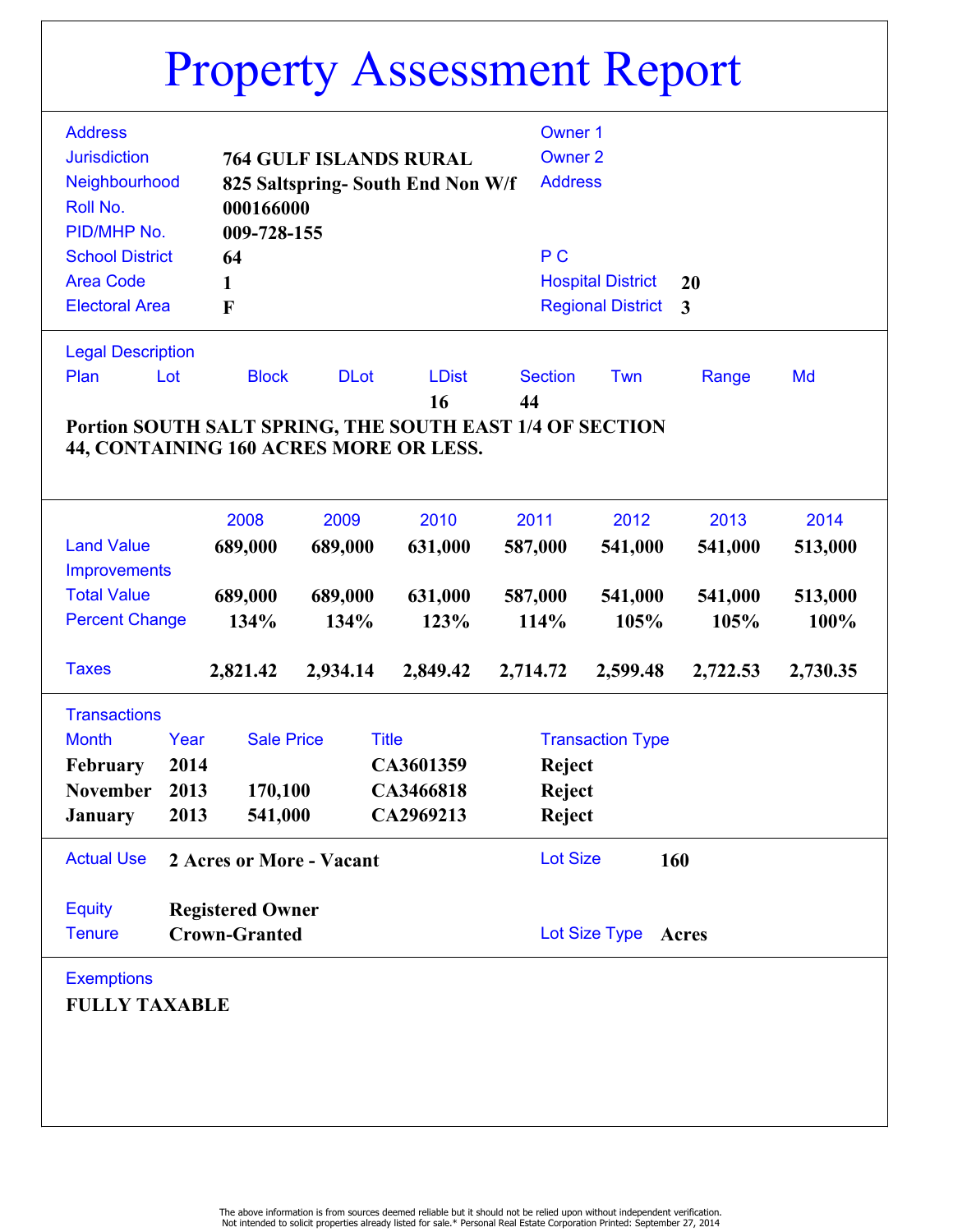# Property Assessment Report

| | | | |
|---|---|---|---|
| Address | | Owner 1 | |
| Jurisdiction | **764 GULF ISLANDS RURAL** | Owner 2 | |
| Neighbourhood | **825 Saltspring- South End Non W/f** | Address | |
| Roll No. | **000166000** | | |
| PID/MHP No. | **009-728-155** | | |
| School District | **64** | P C | |
| Area Code | **1** | Hospital District | **20** |
| Electoral Area | **F** | Regional District | **3** |

## Legal Description

| Plan | Lot | Block | DLot | LDist | Section | Twn | Range | Md |
|---|---|---|---|---|---|---|---|---|
| | | | | **16** | **44** | | | |

**Portion SOUTH SALT SPRING, THE SOUTH EAST 1/4 OF SECTION 44, CONTAINING 160 ACRES MORE OR LESS.**

| | 2008 | 2009 | 2010 | 2011 | 2012 | 2013 | 2014 |
|---|---|---|---|---|---|---|---|
| Land Value | **689,000** | **689,000** | **631,000** | **587,000** | **541,000** | **541,000** | **513,000** |
| Improvements | | | | | | | |
| Total Value | **689,000** | **689,000** | **631,000** | **587,000** | **541,000** | **541,000** | **513,000** |
| Percent Change | **134%** | **134%** | **123%** | **114%** | **105%** | **105%** | **100%** |
| Taxes | **2,821.42** | **2,934.14** | **2,849.42** | **2,714.72** | **2,599.48** | **2,722.53** | **2,730.35** |

## Transactions

| Month | Year | Sale Price | Title | Transaction Type |
|---|---|---|---|---|
| **February** | **2014** | | **CA3601359** | **Reject** |
| **November** | **2013** | **170,100** | **CA3466818** | **Reject** |
| **January** | **2013** | **541,000** | **CA2969213** | **Reject** |

| | | | |
|---|---|---|---|
| Actual Use | **2 Acres or More - Vacant** | Lot Size | **160** |
| Equity | **Registered Owner** | | |
| Tenure | **Crown-Granted** | Lot Size Type | **Acres** |

## Exemptions

**FULLY TAXABLE**

The above information is from sources deemed reliable but it should not be relied upon without independent verification.
Not intended to solicit properties already listed for sale.* Personal Real Estate Corporation Printed: September 27, 2014